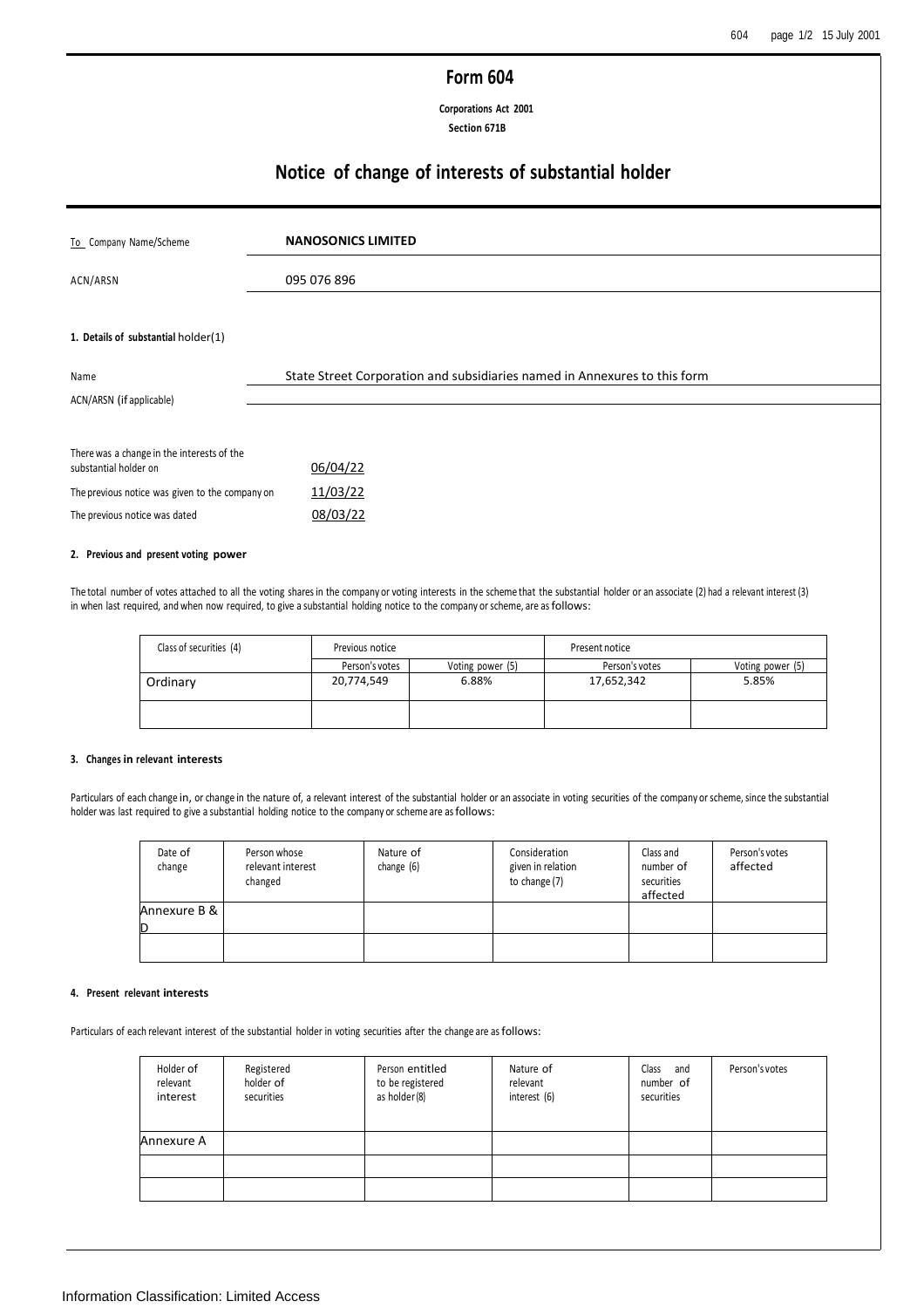# Form 604

**Corporations Act 2001**
**Section 671B**

## Notice of change of interests of substantial holder

| | |
|---|---|
| To Company Name/Scheme | **NANOSONICS LIMITED** |
| ACN/ARSN | 095 076 896 |

**1. Details of substantial holder(1)**

| | |
|---|---|
| Name | State Street Corporation and subsidiaries named in Annexures to this form |
| ACN/ARSN (if applicable) | |

| | |
|---|---|
| There was a change in the interests of the substantial holder on | 06/04/22 |
| The previous notice was given to the company on | 11/03/22 |
| The previous notice was dated | 08/03/22 |

**2. Previous and present voting power**

The total number of votes attached to all the voting shares in the company or voting interests in the scheme that the substantial holder or an associate (2) had a relevant interest (3) in when last required, and when now required, to give a substantial holding notice to the company or scheme, are as follows:

| Class of securities (4) | Previous notice | | Present notice | |
|---|---|---|---|---|
| | Person's votes | Voting power (5) | Person's votes | Voting power (5) |
| Ordinary | 20,774,549 | 6.88% | 17,652,342 | 5.85% |
| | | | | |

**3. Changes in relevant interests**

Particulars of each change in, or change in the nature of, a relevant interest of the substantial holder or an associate in voting securities of the company or scheme, since the substantial holder was last required to give a substantial holding notice to the company or scheme are as follows:

| Date of change | Person whose relevant interest changed | Nature of change (6) | Consideration given in relation to change (7) | Class and number of securities affected | Person's votes affected |
|---|---|---|---|---|---|
| Annexure B & D | | | | | |
| | | | | | |

**4. Present relevant interests**

Particulars of each relevant interest of the substantial holder in voting securities after the change are as follows:

| Holder of relevant interest | Registered holder of securities | Person entitled to be registered as holder (8) | Nature of relevant interest (6) | Class and number of securities | Person's votes |
|---|---|---|---|---|---|
| Annexure A | | | | | |
| | | | | | |
| | | | | | |

Information Classification: Limited Access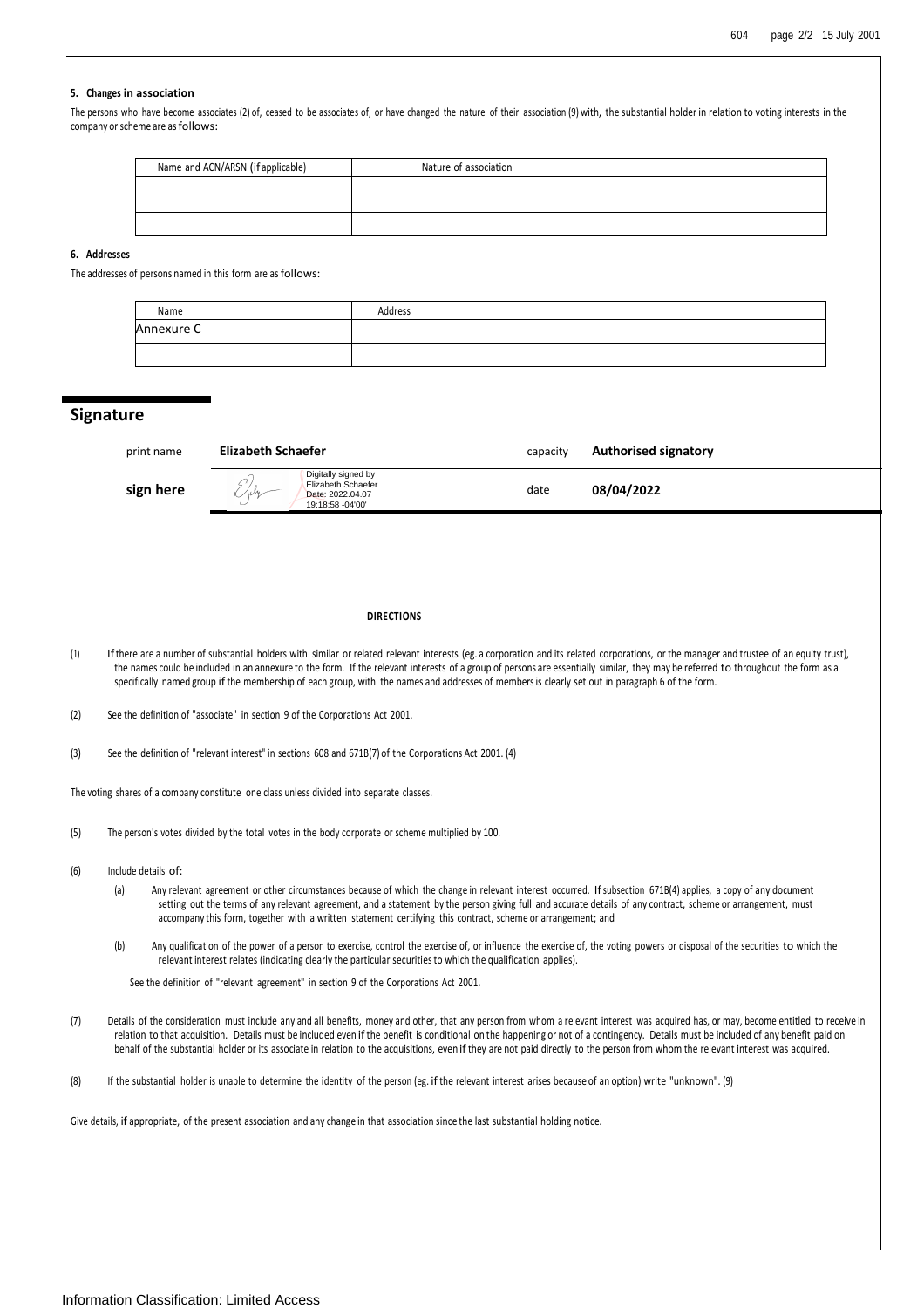### 5. Changes in association

The persons who have become associates (2) of, ceased to be associates of, or have changed the nature of their association (9) with, the substantial holder in relation to voting interests in the company or scheme are as follows:

| Name and ACN/ARSN (if applicable) | Nature of association |
|---|---|
| | |
| | |

### 6. Addresses

The addresses of persons named in this form are as follows:

| Name | Address |
|---|---|
| Annexure C | |
| | |

## Signature

| print name | **Elizabeth Schaefer** | capacity | **Authorised signatory** |
|---|---|---|---|
| **sign here** | Digitally signed by Elizabeth Schaefer Date: 2022.04.07 19:18:58 -04'00' | date | **08/04/2022** |

**DIRECTIONS**

(1) If there are a number of substantial holders with similar or related relevant interests (eg. a corporation and its related corporations, or the manager and trustee of an equity trust), the names could be included in an annexure to the form. If the relevant interests of a group of persons are essentially similar, they may be referred to throughout the form as a specifically named group if the membership of each group, with the names and addresses of members is clearly set out in paragraph 6 of the form.

(2) See the definition of "associate" in section 9 of the Corporations Act 2001.

(3) See the definition of "relevant interest" in sections 608 and 671B(7) of the Corporations Act 2001. (4)

The voting shares of a company constitute one class unless divided into separate classes.

(5) The person's votes divided by the total votes in the body corporate or scheme multiplied by 100.

(6) Include details of:

(a) Any relevant agreement or other circumstances because of which the change in relevant interest occurred. If subsection 671B(4) applies, a copy of any document setting out the terms of any relevant agreement, and a statement by the person giving full and accurate details of any contract, scheme or arrangement, must accompany this form, together with a written statement certifying this contract, scheme or arrangement; and

(b) Any qualification of the power of a person to exercise, control the exercise of, or influence the exercise of, the voting powers or disposal of the securities to which the relevant interest relates (indicating clearly the particular securities to which the qualification applies).

See the definition of "relevant agreement" in section 9 of the Corporations Act 2001.

(7) Details of the consideration must include any and all benefits, money and other, that any person from whom a relevant interest was acquired has, or may, become entitled to receive in relation to that acquisition. Details must be included even if the benefit is conditional on the happening or not of a contingency. Details must be included of any benefit paid on behalf of the substantial holder or its associate in relation to the acquisitions, even if they are not paid directly to the person from whom the relevant interest was acquired.

(8) If the substantial holder is unable to determine the identity of the person (eg. if the relevant interest arises because of an option) write "unknown". (9)

Give details, if appropriate, of the present association and any change in that association since the last substantial holding notice.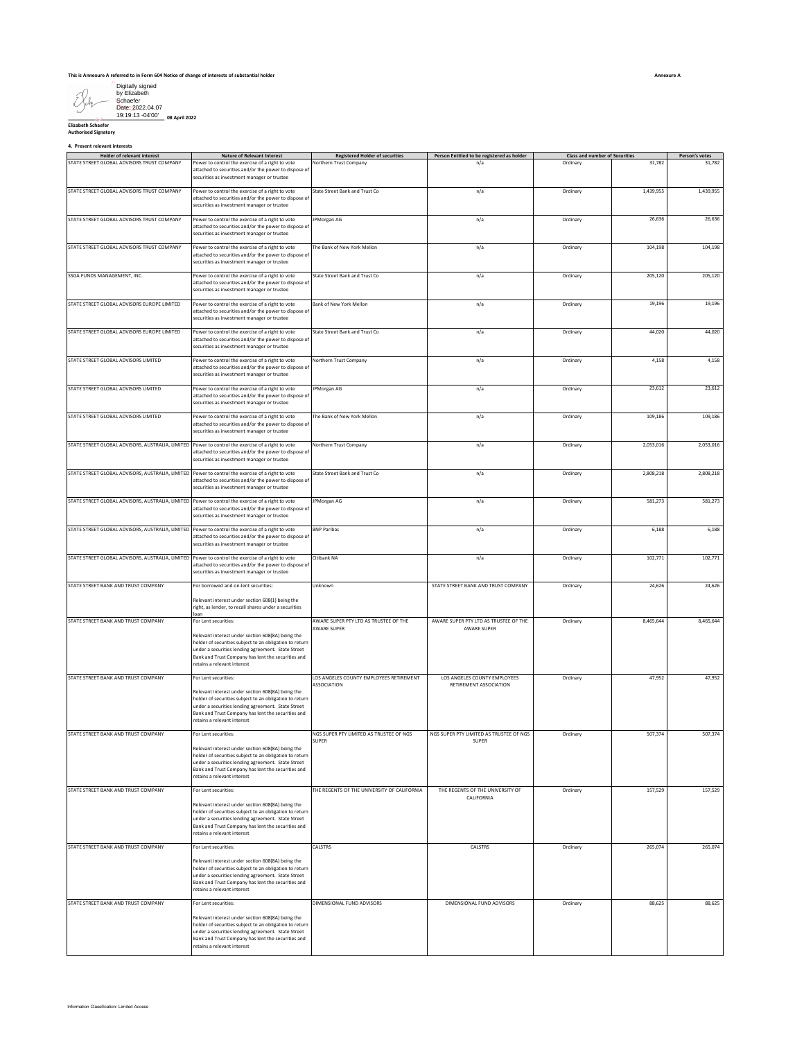This is Annexure A referred to in Form 604 Notice of change of interests of substantial holder

**Annexure A**

Digitally signed by Elizabeth Schaefer
Date: 2022.04.07 19:19:13 -04'00'

08 April 2022

**Elizabeth Schaefer**
**Authorised Signatory**

**4. Present relevant interests**

| Holder of relevant interest | Nature of Relevant Interest | Registered Holder of securities | Person Entitled to be registered as holder | Class and number of Securities | | Person's votes |
|---|---|---|---|---|---|---|
| STATE STREET GLOBAL ADVISORS TRUST COMPANY | Power to control the exercise of a right to vote attached to securities and/or the power to dispose of securities as investment manager or trustee | Northern Trust Company | n/a | Ordinary | 31,782 | 31,782 |
| STATE STREET GLOBAL ADVISORS TRUST COMPANY | Power to control the exercise of a right to vote attached to securities and/or the power to dispose of securities as investment manager or trustee | State Street Bank and Trust Co | n/a | Ordinary | 1,439,955 | 1,439,955 |
| STATE STREET GLOBAL ADVISORS TRUST COMPANY | Power to control the exercise of a right to vote attached to securities and/or the power to dispose of securities as investment manager or trustee | JPMorgan AG | n/a | Ordinary | 26,636 | 26,636 |
| STATE STREET GLOBAL ADVISORS TRUST COMPANY | Power to control the exercise of a right to vote attached to securities and/or the power to dispose of securities as investment manager or trustee | The Bank of New York Mellon | n/a | Ordinary | 104,198 | 104,198 |
| SSGA FUNDS MANAGEMENT, INC. | Power to control the exercise of a right to vote attached to securities and/or the power to dispose of securities as investment manager or trustee | State Street Bank and Trust Co | n/a | Ordinary | 205,120 | 205,120 |
| STATE STREET GLOBAL ADVISORS EUROPE LIMITED | Power to control the exercise of a right to vote attached to securities and/or the power to dispose of securities as investment manager or trustee | Bank of New York Mellon | n/a | Ordinary | 19,196 | 19,196 |
| STATE STREET GLOBAL ADVISORS EUROPE LIMITED | Power to control the exercise of a right to vote attached to securities and/or the power to dispose of securities as investment manager or trustee | State Street Bank and Trust Co | n/a | Ordinary | 44,020 | 44,020 |
| STATE STREET GLOBAL ADVISORS LIMITED | Power to control the exercise of a right to vote attached to securities and/or the power to dispose of securities as investment manager or trustee | Northern Trust Company | n/a | Ordinary | 4,158 | 4,158 |
| STATE STREET GLOBAL ADVISORS LIMITED | Power to control the exercise of a right to vote attached to securities and/or the power to dispose of securities as investment manager or trustee | JPMorgan AG | n/a | Ordinary | 23,612 | 23,612 |
| STATE STREET GLOBAL ADVISORS LIMITED | Power to control the exercise of a right to vote attached to securities and/or the power to dispose of securities as investment manager or trustee | The Bank of New York Mellon | n/a | Ordinary | 109,186 | 109,186 |
| STATE STREET GLOBAL ADVISORS, AUSTRALIA, LIMITED | Power to control the exercise of a right to vote attached to securities and/or the power to dispose of securities as investment manager or trustee | Northern Trust Company | n/a | Ordinary | 2,053,016 | 2,053,016 |
| STATE STREET GLOBAL ADVISORS, AUSTRALIA, LIMITED | Power to control the exercise of a right to vote attached to securities and/or the power to dispose of securities as investment manager or trustee | State Street Bank and Trust Co | n/a | Ordinary | 2,808,218 | 2,808,218 |
| STATE STREET GLOBAL ADVISORS, AUSTRALIA, LIMITED | Power to control the exercise of a right to vote attached to securities and/or the power to dispose of securities as investment manager or trustee | JPMorgan AG | n/a | Ordinary | 581,273 | 581,273 |
| STATE STREET GLOBAL ADVISORS, AUSTRALIA, LIMITED | Power to control the exercise of a right to vote attached to securities and/or the power to dispose of securities as investment manager or trustee | BNP Paribas | n/a | Ordinary | 6,188 | 6,188 |
| STATE STREET GLOBAL ADVISORS, AUSTRALIA, LIMITED | Power to control the exercise of a right to vote attached to securities and/or the power to dispose of securities as investment manager or trustee | Citibank NA | n/a | Ordinary | 102,771 | 102,771 |
| STATE STREET BANK AND TRUST COMPANY | For borrowed and on-lent securities: Relevant interest under section 608(1) being the right, as lender, to recall shares under a securities loan | Unknown | STATE STREET BANK AND TRUST COMPANY | Ordinary | 24,626 | 24,626 |
| STATE STREET BANK AND TRUST COMPANY | For Lent securities: Relevant interest under section 608(8A) being the holder of securities subject to an obligation to return under a securities lending agreement. State Street Bank and Trust Company has lent the securities and retains a relevant interest | AWARE SUPER PTY LTD AS TRUSTEE OF THE AWARE SUPER | AWARE SUPER PTY LTD AS TRUSTEE OF THE AWARE SUPER | Ordinary | 8,465,644 | 8,465,644 |
| STATE STREET BANK AND TRUST COMPANY | For Lent securities: Relevant interest under section 608(8A) being the holder of securities subject to an obligation to return under a securities lending agreement. State Street Bank and Trust Company has lent the securities and retains a relevant interest | LOS ANGELES COUNTY EMPLOYEES RETIREMENT ASSOCIATION | LOS ANGELES COUNTY EMPLOYEES RETIREMENT ASSOCIATION | Ordinary | 47,952 | 47,952 |
| STATE STREET BANK AND TRUST COMPANY | For Lent securities: Relevant interest under section 608(8A) being the holder of securities subject to an obligation to return under a securities lending agreement. State Street Bank and Trust Company has lent the securities and retains a relevant interest | NGS SUPER PTY LIMITED AS TRUSTEE OF NGS SUPER | NGS SUPER PTY LIMITED AS TRUSTEE OF NGS SUPER | Ordinary | 507,374 | 507,374 |
| STATE STREET BANK AND TRUST COMPANY | For Lent securities: Relevant interest under section 608(8A) being the holder of securities subject to an obligation to return under a securities lending agreement. State Street Bank and Trust Company has lent the securities and retains a relevant interest | THE REGENTS OF THE UNIVERSITY OF CALIFORNIA | THE REGENTS OF THE UNIVERSITY OF CALIFORNIA | Ordinary | 157,529 | 157,529 |
| STATE STREET BANK AND TRUST COMPANY | For Lent securities: Relevant interest under section 608(8A) being the holder of securities subject to an obligation to return under a securities lending agreement. State Street Bank and Trust Company has lent the securities and retains a relevant interest | CALSTRS | CALSTRS | Ordinary | 265,074 | 265,074 |
| STATE STREET BANK AND TRUST COMPANY | For Lent securities: Relevant interest under section 608(8A) being the holder of securities subject to an obligation to return under a securities lending agreement. State Street Bank and Trust Company has lent the securities and retains a relevant interest | DIMENSIONAL FUND ADVISORS | DIMENSIONAL FUND ADVISORS | Ordinary | 88,625 | 88,625 |

Information Classification: Limited Access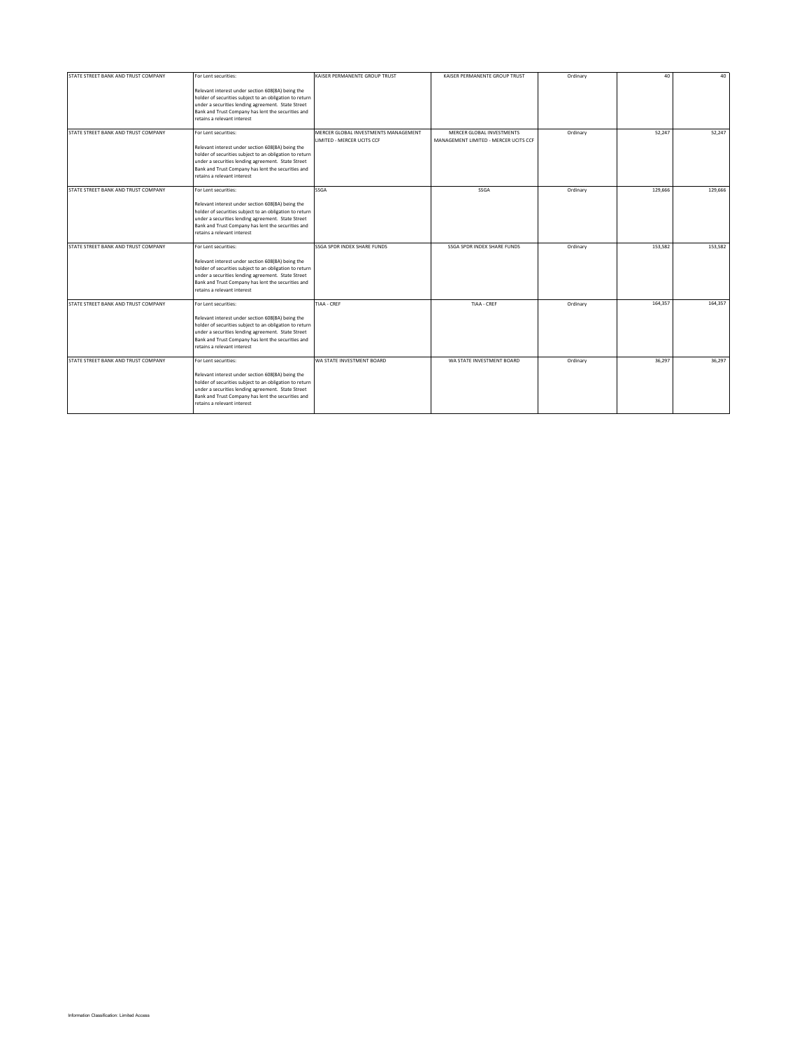| | | | | | | |
|---|---|---|---|---|---|---|
| STATE STREET BANK AND TRUST COMPANY | For Lent securities:<br><br>Relevant interest under section 608(8A) being the holder of securities subject to an obligation to return under a securities lending agreement. State Street Bank and Trust Company has lent the securities and retains a relevant interest | KAISER PERMANENTE GROUP TRUST | KAISER PERMANENTE GROUP TRUST | Ordinary | 40 | 40 |
| STATE STREET BANK AND TRUST COMPANY | For Lent securities:<br><br>Relevant interest under section 608(8A) being the holder of securities subject to an obligation to return under a securities lending agreement. State Street Bank and Trust Company has lent the securities and retains a relevant interest | MERCER GLOBAL INVESTMENTS MANAGEMENT LIMITED - MERCER UCITS CCF | MERCER GLOBAL INVESTMENTS MANAGEMENT LIMITED - MERCER UCITS CCF | Ordinary | 52,247 | 52,247 |
| STATE STREET BANK AND TRUST COMPANY | For Lent securities:<br><br>Relevant interest under section 608(8A) being the holder of securities subject to an obligation to return under a securities lending agreement. State Street Bank and Trust Company has lent the securities and retains a relevant interest | SSGA | SSGA | Ordinary | 129,666 | 129,666 |
| STATE STREET BANK AND TRUST COMPANY | For Lent securities:<br><br>Relevant interest under section 608(8A) being the holder of securities subject to an obligation to return under a securities lending agreement. State Street Bank and Trust Company has lent the securities and retains a relevant interest | SSGA SPDR INDEX SHARE FUNDS | SSGA SPDR INDEX SHARE FUNDS | Ordinary | 153,582 | 153,582 |
| STATE STREET BANK AND TRUST COMPANY | For Lent securities:<br><br>Relevant interest under section 608(8A) being the holder of securities subject to an obligation to return under a securities lending agreement. State Street Bank and Trust Company has lent the securities and retains a relevant interest | TIAA - CREF | TIAA - CREF | Ordinary | 164,357 | 164,357 |
| STATE STREET BANK AND TRUST COMPANY | For Lent securities:<br><br>Relevant interest under section 608(8A) being the holder of securities subject to an obligation to return under a securities lending agreement. State Street Bank and Trust Company has lent the securities and retains a relevant interest | WA STATE INVESTMENT BOARD | WA STATE INVESTMENT BOARD | Ordinary | 36,297 | 36,297 |

Information Classification: Limited Access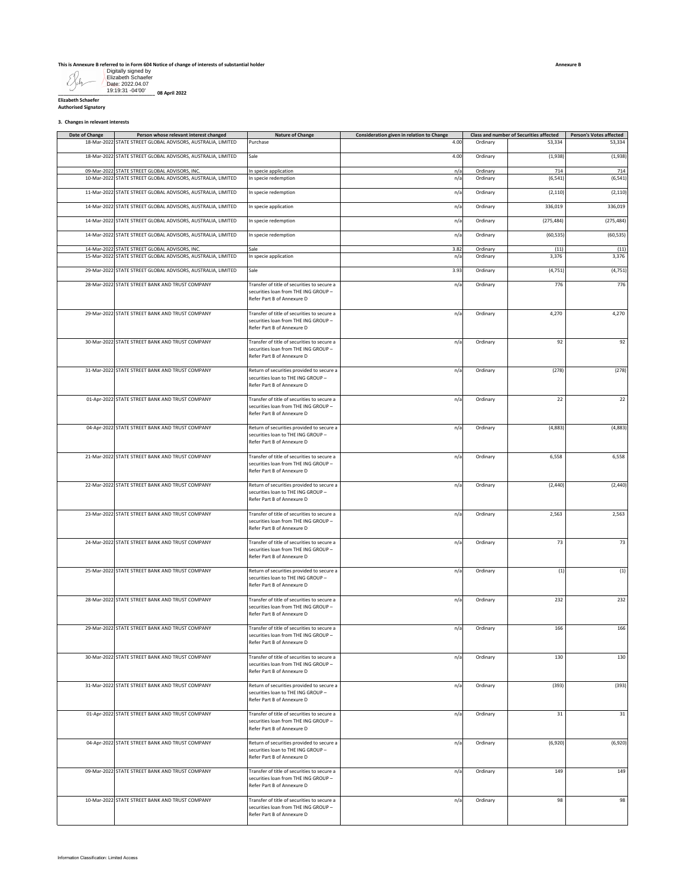This is Annexure B referred to in Form 604 Notice of change of interests of substantial holder

**Annexure B**

Digitally signed by Elizabeth Schaefer
Date: 2022.04.07 19:19:31 -04'00'

**08 April 2022**

**Elizabeth Schaefer**
**Authorised Signatory**

**3. Changes in relevant interests**

| Date of Change | Person whose relevant interest changed | Nature of Change | Consideration given in relation to Change | Class and number of Securities affected | | Person's Votes affected |
|---|---|---|---|---|---|---|
| 18-Mar-2022 | STATE STREET GLOBAL ADVISORS, AUSTRALIA, LIMITED | Purchase | 4.00 | Ordinary | 53,334 | 53,334 |
| 18-Mar-2022 | STATE STREET GLOBAL ADVISORS, AUSTRALIA, LIMITED | Sale | 4.00 | Ordinary | (1,938) | (1,938) |
| 09-Mar-2022 | STATE STREET GLOBAL ADVISORS, INC. | In specie application | n/a | Ordinary | 714 | 714 |
| 10-Mar-2022 | STATE STREET GLOBAL ADVISORS, AUSTRALIA, LIMITED | In specie redemption | n/a | Ordinary | (6,541) | (6,541) |
| 11-Mar-2022 | STATE STREET GLOBAL ADVISORS, AUSTRALIA, LIMITED | In specie redemption | n/a | Ordinary | (2,110) | (2,110) |
| 14-Mar-2022 | STATE STREET GLOBAL ADVISORS, AUSTRALIA, LIMITED | In specie application | n/a | Ordinary | 336,019 | 336,019 |
| 14-Mar-2022 | STATE STREET GLOBAL ADVISORS, AUSTRALIA, LIMITED | In specie redemption | n/a | Ordinary | (275,484) | (275,484) |
| 14-Mar-2022 | STATE STREET GLOBAL ADVISORS, AUSTRALIA, LIMITED | In specie redemption | n/a | Ordinary | (60,535) | (60,535) |
| 14-Mar-2022 | STATE STREET GLOBAL ADVISORS, INC. | Sale | 3.82 | Ordinary | (11) | (11) |
| 15-Mar-2022 | STATE STREET GLOBAL ADVISORS, AUSTRALIA, LIMITED | In specie application | n/a | Ordinary | 3,376 | 3,376 |
| 29-Mar-2022 | STATE STREET GLOBAL ADVISORS, AUSTRALIA, LIMITED | Sale | 3.93 | Ordinary | (4,751) | (4,751) |
| 28-Mar-2022 | STATE STREET BANK AND TRUST COMPANY | Transfer of title of securities to secure a securities loan from THE ING GROUP – Refer Part B of Annexure D | n/a | Ordinary | 776 | 776 |
| 29-Mar-2022 | STATE STREET BANK AND TRUST COMPANY | Transfer of title of securities to secure a securities loan from THE ING GROUP – Refer Part B of Annexure D | n/a | Ordinary | 4,270 | 4,270 |
| 30-Mar-2022 | STATE STREET BANK AND TRUST COMPANY | Transfer of title of securities to secure a securities loan from THE ING GROUP – Refer Part B of Annexure D | n/a | Ordinary | 92 | 92 |
| 31-Mar-2022 | STATE STREET BANK AND TRUST COMPANY | Return of securities provided to secure a securities loan to THE ING GROUP – Refer Part B of Annexure D | n/a | Ordinary | (278) | (278) |
| 01-Apr-2022 | STATE STREET BANK AND TRUST COMPANY | Transfer of title of securities to secure a securities loan from THE ING GROUP – Refer Part B of Annexure D | n/a | Ordinary | 22 | 22 |
| 04-Apr-2022 | STATE STREET BANK AND TRUST COMPANY | Return of securities provided to secure a securities loan to THE ING GROUP – Refer Part B of Annexure D | n/a | Ordinary | (4,883) | (4,883) |
| 21-Mar-2022 | STATE STREET BANK AND TRUST COMPANY | Transfer of title of securities to secure a securities loan from THE ING GROUP – Refer Part B of Annexure D | n/a | Ordinary | 6,558 | 6,558 |
| 22-Mar-2022 | STATE STREET BANK AND TRUST COMPANY | Return of securities provided to secure a securities loan to THE ING GROUP – Refer Part B of Annexure D | n/a | Ordinary | (2,440) | (2,440) |
| 23-Mar-2022 | STATE STREET BANK AND TRUST COMPANY | Transfer of title of securities to secure a securities loan from THE ING GROUP – Refer Part B of Annexure D | n/a | Ordinary | 2,563 | 2,563 |
| 24-Mar-2022 | STATE STREET BANK AND TRUST COMPANY | Transfer of title of securities to secure a securities loan from THE ING GROUP – Refer Part B of Annexure D | n/a | Ordinary | 73 | 73 |
| 25-Mar-2022 | STATE STREET BANK AND TRUST COMPANY | Return of securities provided to secure a securities loan to THE ING GROUP – Refer Part B of Annexure D | n/a | Ordinary | (1) | (1) |
| 28-Mar-2022 | STATE STREET BANK AND TRUST COMPANY | Transfer of title of securities to secure a securities loan from THE ING GROUP – Refer Part B of Annexure D | n/a | Ordinary | 232 | 232 |
| 29-Mar-2022 | STATE STREET BANK AND TRUST COMPANY | Transfer of title of securities to secure a securities loan from THE ING GROUP – Refer Part B of Annexure D | n/a | Ordinary | 166 | 166 |
| 30-Mar-2022 | STATE STREET BANK AND TRUST COMPANY | Transfer of title of securities to secure a securities loan from THE ING GROUP – Refer Part B of Annexure D | n/a | Ordinary | 130 | 130 |
| 31-Mar-2022 | STATE STREET BANK AND TRUST COMPANY | Return of securities provided to secure a securities loan to THE ING GROUP – Refer Part B of Annexure D | n/a | Ordinary | (393) | (393) |
| 01-Apr-2022 | STATE STREET BANK AND TRUST COMPANY | Transfer of title of securities to secure a securities loan from THE ING GROUP – Refer Part B of Annexure D | n/a | Ordinary | 31 | 31 |
| 04-Apr-2022 | STATE STREET BANK AND TRUST COMPANY | Return of securities provided to secure a securities loan to THE ING GROUP – Refer Part B of Annexure D | n/a | Ordinary | (6,920) | (6,920) |
| 09-Mar-2022 | STATE STREET BANK AND TRUST COMPANY | Transfer of title of securities to secure a securities loan from THE ING GROUP – Refer Part B of Annexure D | n/a | Ordinary | 149 | 149 |
| 10-Mar-2022 | STATE STREET BANK AND TRUST COMPANY | Transfer of title of securities to secure a securities loan from THE ING GROUP – Refer Part B of Annexure D | n/a | Ordinary | 98 | 98 |

Information Classification: Limited Access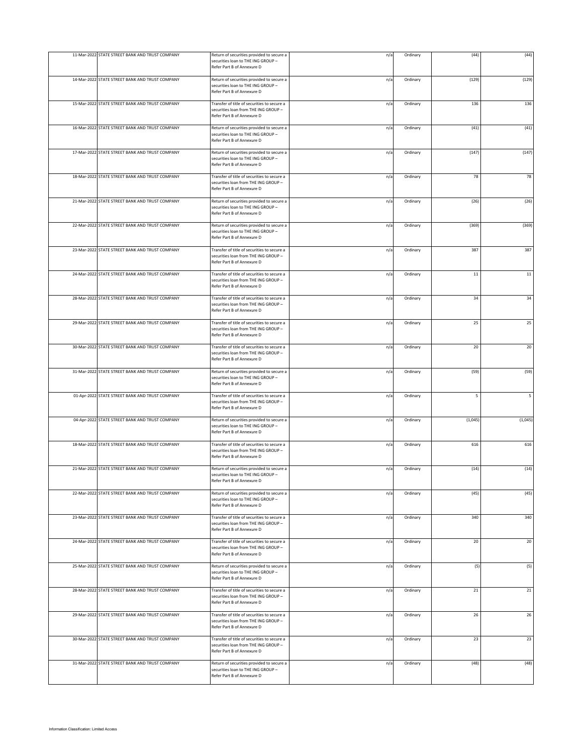| | | | | | | |
|---|---|---|---|---|---|---|
| 11-Mar-2022 | STATE STREET BANK AND TRUST COMPANY | Return of securities provided to secure a securities loan to THE ING GROUP – Refer Part B of Annexure D | n/a | Ordinary | (44) | (44) |
| 14-Mar-2022 | STATE STREET BANK AND TRUST COMPANY | Return of securities provided to secure a securities loan to THE ING GROUP – Refer Part B of Annexure D | n/a | Ordinary | (129) | (129) |
| 15-Mar-2022 | STATE STREET BANK AND TRUST COMPANY | Transfer of title of securities to secure a securities loan from THE ING GROUP – Refer Part B of Annexure D | n/a | Ordinary | 136 | 136 |
| 16-Mar-2022 | STATE STREET BANK AND TRUST COMPANY | Return of securities provided to secure a securities loan to THE ING GROUP – Refer Part B of Annexure D | n/a | Ordinary | (41) | (41) |
| 17-Mar-2022 | STATE STREET BANK AND TRUST COMPANY | Return of securities provided to secure a securities loan to THE ING GROUP – Refer Part B of Annexure D | n/a | Ordinary | (147) | (147) |
| 18-Mar-2022 | STATE STREET BANK AND TRUST COMPANY | Transfer of title of securities to secure a securities loan from THE ING GROUP – Refer Part B of Annexure D | n/a | Ordinary | 78 | 78 |
| 21-Mar-2022 | STATE STREET BANK AND TRUST COMPANY | Return of securities provided to secure a securities loan to THE ING GROUP – Refer Part B of Annexure D | n/a | Ordinary | (26) | (26) |
| 22-Mar-2022 | STATE STREET BANK AND TRUST COMPANY | Return of securities provided to secure a securities loan to THE ING GROUP – Refer Part B of Annexure D | n/a | Ordinary | (369) | (369) |
| 23-Mar-2022 | STATE STREET BANK AND TRUST COMPANY | Transfer of title of securities to secure a securities loan from THE ING GROUP – Refer Part B of Annexure D | n/a | Ordinary | 387 | 387 |
| 24-Mar-2022 | STATE STREET BANK AND TRUST COMPANY | Transfer of title of securities to secure a securities loan from THE ING GROUP – Refer Part B of Annexure D | n/a | Ordinary | 11 | 11 |
| 28-Mar-2022 | STATE STREET BANK AND TRUST COMPANY | Transfer of title of securities to secure a securities loan from THE ING GROUP – Refer Part B of Annexure D | n/a | Ordinary | 34 | 34 |
| 29-Mar-2022 | STATE STREET BANK AND TRUST COMPANY | Transfer of title of securities to secure a securities loan from THE ING GROUP – Refer Part B of Annexure D | n/a | Ordinary | 25 | 25 |
| 30-Mar-2022 | STATE STREET BANK AND TRUST COMPANY | Transfer of title of securities to secure a securities loan from THE ING GROUP – Refer Part B of Annexure D | n/a | Ordinary | 20 | 20 |
| 31-Mar-2022 | STATE STREET BANK AND TRUST COMPANY | Return of securities provided to secure a securities loan to THE ING GROUP – Refer Part B of Annexure D | n/a | Ordinary | (59) | (59) |
| 01-Apr-2022 | STATE STREET BANK AND TRUST COMPANY | Transfer of title of securities to secure a securities loan from THE ING GROUP – Refer Part B of Annexure D | n/a | Ordinary | 5 | 5 |
| 04-Apr-2022 | STATE STREET BANK AND TRUST COMPANY | Return of securities provided to secure a securities loan to THE ING GROUP – Refer Part B of Annexure D | n/a | Ordinary | (1,045) | (1,045) |
| 18-Mar-2022 | STATE STREET BANK AND TRUST COMPANY | Transfer of title of securities to secure a securities loan from THE ING GROUP – Refer Part B of Annexure D | n/a | Ordinary | 616 | 616 |
| 21-Mar-2022 | STATE STREET BANK AND TRUST COMPANY | Return of securities provided to secure a securities loan to THE ING GROUP – Refer Part B of Annexure D | n/a | Ordinary | (14) | (14) |
| 22-Mar-2022 | STATE STREET BANK AND TRUST COMPANY | Return of securities provided to secure a securities loan to THE ING GROUP – Refer Part B of Annexure D | n/a | Ordinary | (45) | (45) |
| 23-Mar-2022 | STATE STREET BANK AND TRUST COMPANY | Transfer of title of securities to secure a securities loan from THE ING GROUP – Refer Part B of Annexure D | n/a | Ordinary | 340 | 340 |
| 24-Mar-2022 | STATE STREET BANK AND TRUST COMPANY | Transfer of title of securities to secure a securities loan from THE ING GROUP – Refer Part B of Annexure D | n/a | Ordinary | 20 | 20 |
| 25-Mar-2022 | STATE STREET BANK AND TRUST COMPANY | Return of securities provided to secure a securities loan to THE ING GROUP – Refer Part B of Annexure D | n/a | Ordinary | (5) | (5) |
| 28-Mar-2022 | STATE STREET BANK AND TRUST COMPANY | Transfer of title of securities to secure a securities loan from THE ING GROUP – Refer Part B of Annexure D | n/a | Ordinary | 21 | 21 |
| 29-Mar-2022 | STATE STREET BANK AND TRUST COMPANY | Transfer of title of securities to secure a securities loan from THE ING GROUP – Refer Part B of Annexure D | n/a | Ordinary | 26 | 26 |
| 30-Mar-2022 | STATE STREET BANK AND TRUST COMPANY | Transfer of title of securities to secure a securities loan from THE ING GROUP – Refer Part B of Annexure D | n/a | Ordinary | 23 | 23 |
| 31-Mar-2022 | STATE STREET BANK AND TRUST COMPANY | Return of securities provided to secure a securities loan to THE ING GROUP – Refer Part B of Annexure D | n/a | Ordinary | (48) | (48) |

Information Classification: Limited Access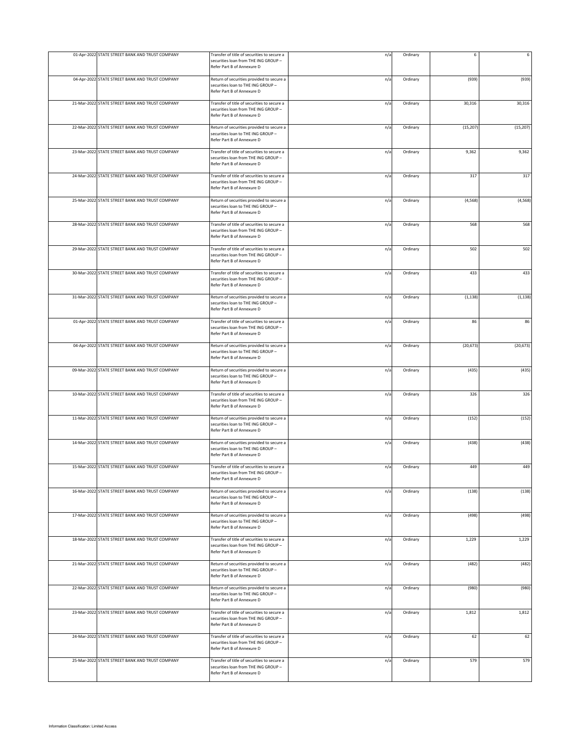| | | | | | | |
|---|---|---|---|---|---|---|
| 01-Apr-2022 | STATE STREET BANK AND TRUST COMPANY | Transfer of title of securities to secure a securities loan from THE ING GROUP – Refer Part B of Annexure D | n/a | Ordinary | 6 | 6 |
| 04-Apr-2022 | STATE STREET BANK AND TRUST COMPANY | Return of securities provided to secure a securities loan to THE ING GROUP – Refer Part B of Annexure D | n/a | Ordinary | (939) | (939) |
| 21-Mar-2022 | STATE STREET BANK AND TRUST COMPANY | Transfer of title of securities to secure a securities loan from THE ING GROUP – Refer Part B of Annexure D | n/a | Ordinary | 30,316 | 30,316 |
| 22-Mar-2022 | STATE STREET BANK AND TRUST COMPANY | Return of securities provided to secure a securities loan to THE ING GROUP – Refer Part B of Annexure D | n/a | Ordinary | (15,207) | (15,207) |
| 23-Mar-2022 | STATE STREET BANK AND TRUST COMPANY | Transfer of title of securities to secure a securities loan from THE ING GROUP – Refer Part B of Annexure D | n/a | Ordinary | 9,362 | 9,362 |
| 24-Mar-2022 | STATE STREET BANK AND TRUST COMPANY | Transfer of title of securities to secure a securities loan from THE ING GROUP – Refer Part B of Annexure D | n/a | Ordinary | 317 | 317 |
| 25-Mar-2022 | STATE STREET BANK AND TRUST COMPANY | Return of securities provided to secure a securities loan to THE ING GROUP – Refer Part B of Annexure D | n/a | Ordinary | (4,568) | (4,568) |
| 28-Mar-2022 | STATE STREET BANK AND TRUST COMPANY | Transfer of title of securities to secure a securities loan from THE ING GROUP – Refer Part B of Annexure D | n/a | Ordinary | 568 | 568 |
| 29-Mar-2022 | STATE STREET BANK AND TRUST COMPANY | Transfer of title of securities to secure a securities loan from THE ING GROUP – Refer Part B of Annexure D | n/a | Ordinary | 502 | 502 |
| 30-Mar-2022 | STATE STREET BANK AND TRUST COMPANY | Transfer of title of securities to secure a securities loan from THE ING GROUP – Refer Part B of Annexure D | n/a | Ordinary | 433 | 433 |
| 31-Mar-2022 | STATE STREET BANK AND TRUST COMPANY | Return of securities provided to secure a securities loan to THE ING GROUP – Refer Part B of Annexure D | n/a | Ordinary | (1,138) | (1,138) |
| 01-Apr-2022 | STATE STREET BANK AND TRUST COMPANY | Transfer of title of securities to secure a securities loan from THE ING GROUP – Refer Part B of Annexure D | n/a | Ordinary | 86 | 86 |
| 04-Apr-2022 | STATE STREET BANK AND TRUST COMPANY | Return of securities provided to secure a securities loan to THE ING GROUP – Refer Part B of Annexure D | n/a | Ordinary | (20,673) | (20,673) |
| 09-Mar-2022 | STATE STREET BANK AND TRUST COMPANY | Return of securities provided to secure a securities loan to THE ING GROUP – Refer Part B of Annexure D | n/a | Ordinary | (435) | (435) |
| 10-Mar-2022 | STATE STREET BANK AND TRUST COMPANY | Transfer of title of securities to secure a securities loan from THE ING GROUP – Refer Part B of Annexure D | n/a | Ordinary | 326 | 326 |
| 11-Mar-2022 | STATE STREET BANK AND TRUST COMPANY | Return of securities provided to secure a securities loan to THE ING GROUP – Refer Part B of Annexure D | n/a | Ordinary | (152) | (152) |
| 14-Mar-2022 | STATE STREET BANK AND TRUST COMPANY | Return of securities provided to secure a securities loan to THE ING GROUP – Refer Part B of Annexure D | n/a | Ordinary | (438) | (438) |
| 15-Mar-2022 | STATE STREET BANK AND TRUST COMPANY | Transfer of title of securities to secure a securities loan from THE ING GROUP – Refer Part B of Annexure D | n/a | Ordinary | 449 | 449 |
| 16-Mar-2022 | STATE STREET BANK AND TRUST COMPANY | Return of securities provided to secure a securities loan to THE ING GROUP – Refer Part B of Annexure D | n/a | Ordinary | (138) | (138) |
| 17-Mar-2022 | STATE STREET BANK AND TRUST COMPANY | Return of securities provided to secure a securities loan to THE ING GROUP – Refer Part B of Annexure D | n/a | Ordinary | (498) | (498) |
| 18-Mar-2022 | STATE STREET BANK AND TRUST COMPANY | Transfer of title of securities to secure a securities loan from THE ING GROUP – Refer Part B of Annexure D | n/a | Ordinary | 1,229 | 1,229 |
| 21-Mar-2022 | STATE STREET BANK AND TRUST COMPANY | Return of securities provided to secure a securities loan to THE ING GROUP – Refer Part B of Annexure D | n/a | Ordinary | (482) | (482) |
| 22-Mar-2022 | STATE STREET BANK AND TRUST COMPANY | Return of securities provided to secure a securities loan to THE ING GROUP – Refer Part B of Annexure D | n/a | Ordinary | (980) | (980) |
| 23-Mar-2022 | STATE STREET BANK AND TRUST COMPANY | Transfer of title of securities to secure a securities loan from THE ING GROUP – Refer Part B of Annexure D | n/a | Ordinary | 1,812 | 1,812 |
| 24-Mar-2022 | STATE STREET BANK AND TRUST COMPANY | Transfer of title of securities to secure a securities loan from THE ING GROUP – Refer Part B of Annexure D | n/a | Ordinary | 62 | 62 |
| 25-Mar-2022 | STATE STREET BANK AND TRUST COMPANY | Transfer of title of securities to secure a securities loan from THE ING GROUP – Refer Part B of Annexure D | n/a | Ordinary | 579 | 579 |

Information Classification: Limited Access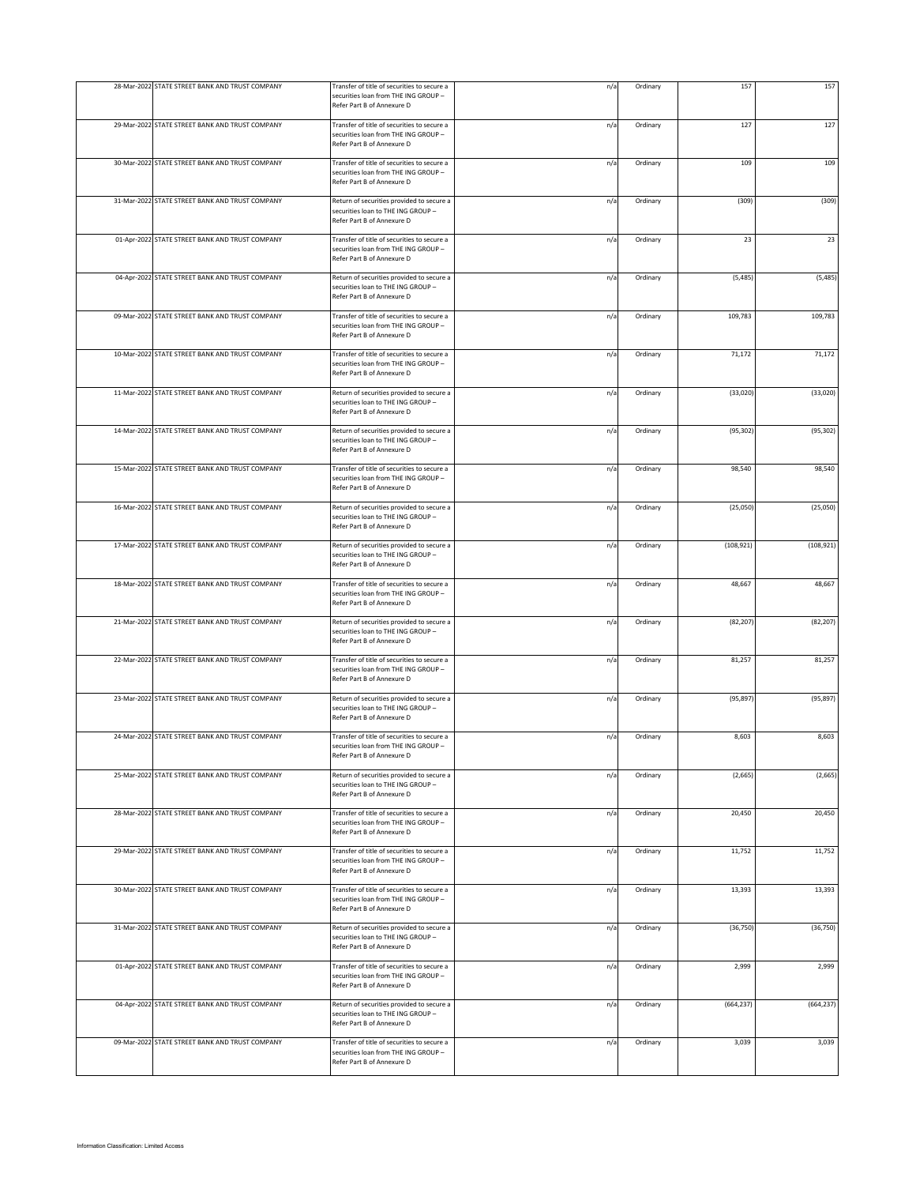| 28-Mar-2022 | STATE STREET BANK AND TRUST COMPANY | Transfer of title of securities to secure a securities loan from THE ING GROUP – Refer Part B of Annexure D | n/a | Ordinary | 157 | 157 |
|---|---|---|---|---|---|---|
| 29-Mar-2022 | STATE STREET BANK AND TRUST COMPANY | Transfer of title of securities to secure a securities loan from THE ING GROUP – Refer Part B of Annexure D | n/a | Ordinary | 127 | 127 |
| 30-Mar-2022 | STATE STREET BANK AND TRUST COMPANY | Transfer of title of securities to secure a securities loan from THE ING GROUP – Refer Part B of Annexure D | n/a | Ordinary | 109 | 109 |
| 31-Mar-2022 | STATE STREET BANK AND TRUST COMPANY | Return of securities provided to secure a securities loan to THE ING GROUP – Refer Part B of Annexure D | n/a | Ordinary | (309) | (309) |
| 01-Apr-2022 | STATE STREET BANK AND TRUST COMPANY | Transfer of title of securities to secure a securities loan from THE ING GROUP – Refer Part B of Annexure D | n/a | Ordinary | 23 | 23 |
| 04-Apr-2022 | STATE STREET BANK AND TRUST COMPANY | Return of securities provided to secure a securities loan to THE ING GROUP – Refer Part B of Annexure D | n/a | Ordinary | (5,485) | (5,485) |
| 09-Mar-2022 | STATE STREET BANK AND TRUST COMPANY | Transfer of title of securities to secure a securities loan from THE ING GROUP – Refer Part B of Annexure D | n/a | Ordinary | 109,783 | 109,783 |
| 10-Mar-2022 | STATE STREET BANK AND TRUST COMPANY | Transfer of title of securities to secure a securities loan from THE ING GROUP – Refer Part B of Annexure D | n/a | Ordinary | 71,172 | 71,172 |
| 11-Mar-2022 | STATE STREET BANK AND TRUST COMPANY | Return of securities provided to secure a securities loan to THE ING GROUP – Refer Part B of Annexure D | n/a | Ordinary | (33,020) | (33,020) |
| 14-Mar-2022 | STATE STREET BANK AND TRUST COMPANY | Return of securities provided to secure a securities loan to THE ING GROUP – Refer Part B of Annexure D | n/a | Ordinary | (95,302) | (95,302) |
| 15-Mar-2022 | STATE STREET BANK AND TRUST COMPANY | Transfer of title of securities to secure a securities loan from THE ING GROUP – Refer Part B of Annexure D | n/a | Ordinary | 98,540 | 98,540 |
| 16-Mar-2022 | STATE STREET BANK AND TRUST COMPANY | Return of securities provided to secure a securities loan to THE ING GROUP – Refer Part B of Annexure D | n/a | Ordinary | (25,050) | (25,050) |
| 17-Mar-2022 | STATE STREET BANK AND TRUST COMPANY | Return of securities provided to secure a securities loan to THE ING GROUP – Refer Part B of Annexure D | n/a | Ordinary | (108,921) | (108,921) |
| 18-Mar-2022 | STATE STREET BANK AND TRUST COMPANY | Transfer of title of securities to secure a securities loan from THE ING GROUP – Refer Part B of Annexure D | n/a | Ordinary | 48,667 | 48,667 |
| 21-Mar-2022 | STATE STREET BANK AND TRUST COMPANY | Return of securities provided to secure a securities loan to THE ING GROUP – Refer Part B of Annexure D | n/a | Ordinary | (82,207) | (82,207) |
| 22-Mar-2022 | STATE STREET BANK AND TRUST COMPANY | Transfer of title of securities to secure a securities loan from THE ING GROUP – Refer Part B of Annexure D | n/a | Ordinary | 81,257 | 81,257 |
| 23-Mar-2022 | STATE STREET BANK AND TRUST COMPANY | Return of securities provided to secure a securities loan to THE ING GROUP – Refer Part B of Annexure D | n/a | Ordinary | (95,897) | (95,897) |
| 24-Mar-2022 | STATE STREET BANK AND TRUST COMPANY | Transfer of title of securities to secure a securities loan from THE ING GROUP – Refer Part B of Annexure D | n/a | Ordinary | 8,603 | 8,603 |
| 25-Mar-2022 | STATE STREET BANK AND TRUST COMPANY | Return of securities provided to secure a securities loan to THE ING GROUP – Refer Part B of Annexure D | n/a | Ordinary | (2,665) | (2,665) |
| 28-Mar-2022 | STATE STREET BANK AND TRUST COMPANY | Transfer of title of securities to secure a securities loan from THE ING GROUP – Refer Part B of Annexure D | n/a | Ordinary | 20,450 | 20,450 |
| 29-Mar-2022 | STATE STREET BANK AND TRUST COMPANY | Transfer of title of securities to secure a securities loan from THE ING GROUP – Refer Part B of Annexure D | n/a | Ordinary | 11,752 | 11,752 |
| 30-Mar-2022 | STATE STREET BANK AND TRUST COMPANY | Transfer of title of securities to secure a securities loan from THE ING GROUP – Refer Part B of Annexure D | n/a | Ordinary | 13,393 | 13,393 |
| 31-Mar-2022 | STATE STREET BANK AND TRUST COMPANY | Return of securities provided to secure a securities loan to THE ING GROUP – Refer Part B of Annexure D | n/a | Ordinary | (36,750) | (36,750) |
| 01-Apr-2022 | STATE STREET BANK AND TRUST COMPANY | Transfer of title of securities to secure a securities loan from THE ING GROUP – Refer Part B of Annexure D | n/a | Ordinary | 2,999 | 2,999 |
| 04-Apr-2022 | STATE STREET BANK AND TRUST COMPANY | Return of securities provided to secure a securities loan to THE ING GROUP – Refer Part B of Annexure D | n/a | Ordinary | (664,237) | (664,237) |
| 09-Mar-2022 | STATE STREET BANK AND TRUST COMPANY | Transfer of title of securities to secure a securities loan from THE ING GROUP – Refer Part B of Annexure D | n/a | Ordinary | 3,039 | 3,039 |

Information Classification: Limited Access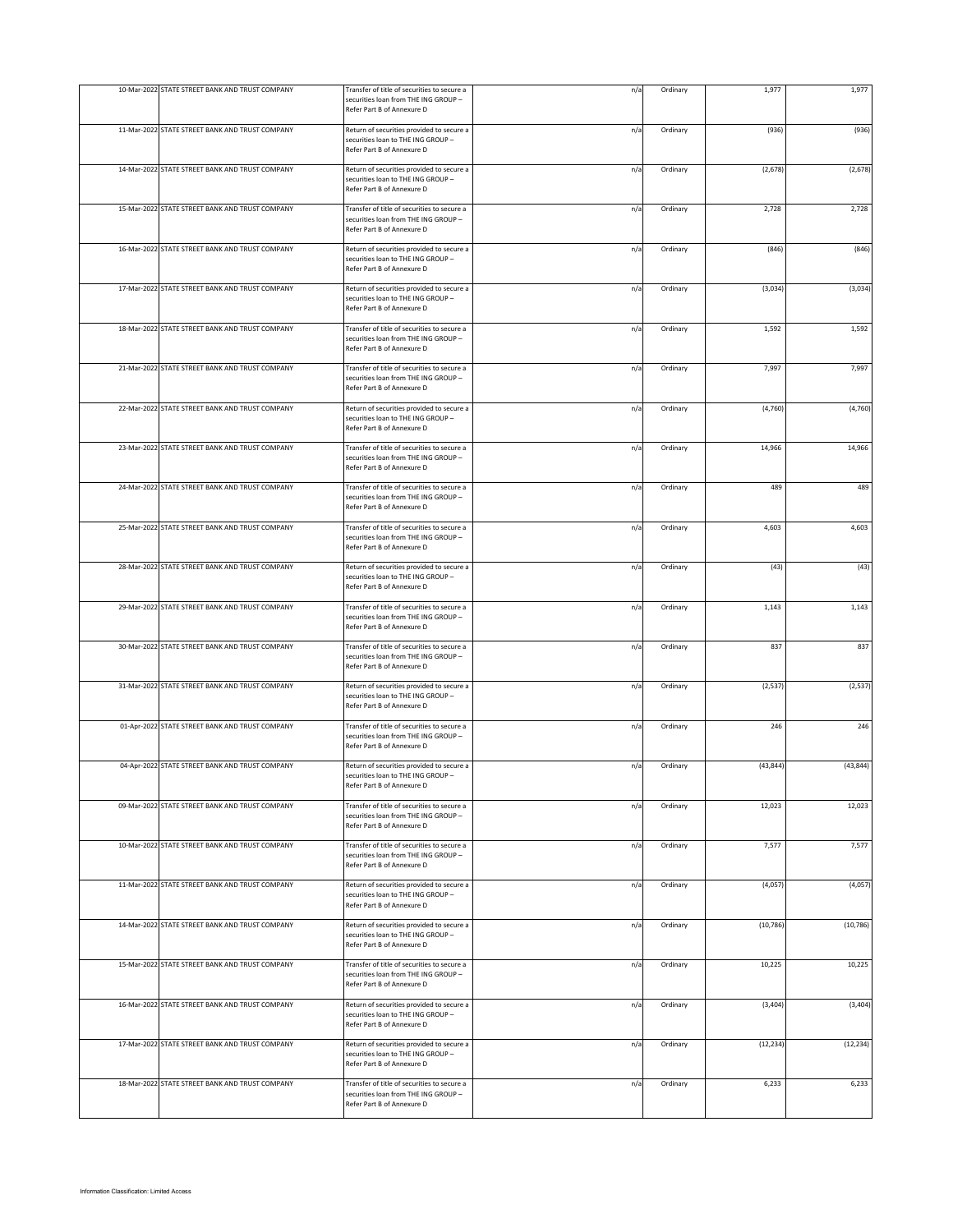| | | | | | | |
|---|---|---|---|---|---|---|
| 10-Mar-2022 | STATE STREET BANK AND TRUST COMPANY | Transfer of title of securities to secure a securities loan from THE ING GROUP – Refer Part B of Annexure D | n/a | Ordinary | 1,977 | 1,977 |
| 11-Mar-2022 | STATE STREET BANK AND TRUST COMPANY | Return of securities provided to secure a securities loan to THE ING GROUP – Refer Part B of Annexure D | n/a | Ordinary | (936) | (936) |
| 14-Mar-2022 | STATE STREET BANK AND TRUST COMPANY | Return of securities provided to secure a securities loan to THE ING GROUP – Refer Part B of Annexure D | n/a | Ordinary | (2,678) | (2,678) |
| 15-Mar-2022 | STATE STREET BANK AND TRUST COMPANY | Transfer of title of securities to secure a securities loan from THE ING GROUP – Refer Part B of Annexure D | n/a | Ordinary | 2,728 | 2,728 |
| 16-Mar-2022 | STATE STREET BANK AND TRUST COMPANY | Return of securities provided to secure a securities loan to THE ING GROUP – Refer Part B of Annexure D | n/a | Ordinary | (846) | (846) |
| 17-Mar-2022 | STATE STREET BANK AND TRUST COMPANY | Return of securities provided to secure a securities loan to THE ING GROUP – Refer Part B of Annexure D | n/a | Ordinary | (3,034) | (3,034) |
| 18-Mar-2022 | STATE STREET BANK AND TRUST COMPANY | Transfer of title of securities to secure a securities loan from THE ING GROUP – Refer Part B of Annexure D | n/a | Ordinary | 1,592 | 1,592 |
| 21-Mar-2022 | STATE STREET BANK AND TRUST COMPANY | Transfer of title of securities to secure a securities loan from THE ING GROUP – Refer Part B of Annexure D | n/a | Ordinary | 7,997 | 7,997 |
| 22-Mar-2022 | STATE STREET BANK AND TRUST COMPANY | Return of securities provided to secure a securities loan to THE ING GROUP – Refer Part B of Annexure D | n/a | Ordinary | (4,760) | (4,760) |
| 23-Mar-2022 | STATE STREET BANK AND TRUST COMPANY | Transfer of title of securities to secure a securities loan from THE ING GROUP – Refer Part B of Annexure D | n/a | Ordinary | 14,966 | 14,966 |
| 24-Mar-2022 | STATE STREET BANK AND TRUST COMPANY | Transfer of title of securities to secure a securities loan from THE ING GROUP – Refer Part B of Annexure D | n/a | Ordinary | 489 | 489 |
| 25-Mar-2022 | STATE STREET BANK AND TRUST COMPANY | Transfer of title of securities to secure a securities loan from THE ING GROUP – Refer Part B of Annexure D | n/a | Ordinary | 4,603 | 4,603 |
| 28-Mar-2022 | STATE STREET BANK AND TRUST COMPANY | Return of securities provided to secure a securities loan to THE ING GROUP – Refer Part B of Annexure D | n/a | Ordinary | (43) | (43) |
| 29-Mar-2022 | STATE STREET BANK AND TRUST COMPANY | Transfer of title of securities to secure a securities loan from THE ING GROUP – Refer Part B of Annexure D | n/a | Ordinary | 1,143 | 1,143 |
| 30-Mar-2022 | STATE STREET BANK AND TRUST COMPANY | Transfer of title of securities to secure a securities loan from THE ING GROUP – Refer Part B of Annexure D | n/a | Ordinary | 837 | 837 |
| 31-Mar-2022 | STATE STREET BANK AND TRUST COMPANY | Return of securities provided to secure a securities loan to THE ING GROUP – Refer Part B of Annexure D | n/a | Ordinary | (2,537) | (2,537) |
| 01-Apr-2022 | STATE STREET BANK AND TRUST COMPANY | Transfer of title of securities to secure a securities loan from THE ING GROUP – Refer Part B of Annexure D | n/a | Ordinary | 246 | 246 |
| 04-Apr-2022 | STATE STREET BANK AND TRUST COMPANY | Return of securities provided to secure a securities loan to THE ING GROUP – Refer Part B of Annexure D | n/a | Ordinary | (43,844) | (43,844) |
| 09-Mar-2022 | STATE STREET BANK AND TRUST COMPANY | Transfer of title of securities to secure a securities loan from THE ING GROUP – Refer Part B of Annexure D | n/a | Ordinary | 12,023 | 12,023 |
| 10-Mar-2022 | STATE STREET BANK AND TRUST COMPANY | Transfer of title of securities to secure a securities loan from THE ING GROUP – Refer Part B of Annexure D | n/a | Ordinary | 7,577 | 7,577 |
| 11-Mar-2022 | STATE STREET BANK AND TRUST COMPANY | Return of securities provided to secure a securities loan to THE ING GROUP – Refer Part B of Annexure D | n/a | Ordinary | (4,057) | (4,057) |
| 14-Mar-2022 | STATE STREET BANK AND TRUST COMPANY | Return of securities provided to secure a securities loan to THE ING GROUP – Refer Part B of Annexure D | n/a | Ordinary | (10,786) | (10,786) |
| 15-Mar-2022 | STATE STREET BANK AND TRUST COMPANY | Transfer of title of securities to secure a securities loan from THE ING GROUP – Refer Part B of Annexure D | n/a | Ordinary | 10,225 | 10,225 |
| 16-Mar-2022 | STATE STREET BANK AND TRUST COMPANY | Return of securities provided to secure a securities loan to THE ING GROUP – Refer Part B of Annexure D | n/a | Ordinary | (3,404) | (3,404) |
| 17-Mar-2022 | STATE STREET BANK AND TRUST COMPANY | Return of securities provided to secure a securities loan to THE ING GROUP – Refer Part B of Annexure D | n/a | Ordinary | (12,234) | (12,234) |
| 18-Mar-2022 | STATE STREET BANK AND TRUST COMPANY | Transfer of title of securities to secure a securities loan from THE ING GROUP – Refer Part B of Annexure D | n/a | Ordinary | 6,233 | 6,233 |

Information Classification: Limited Access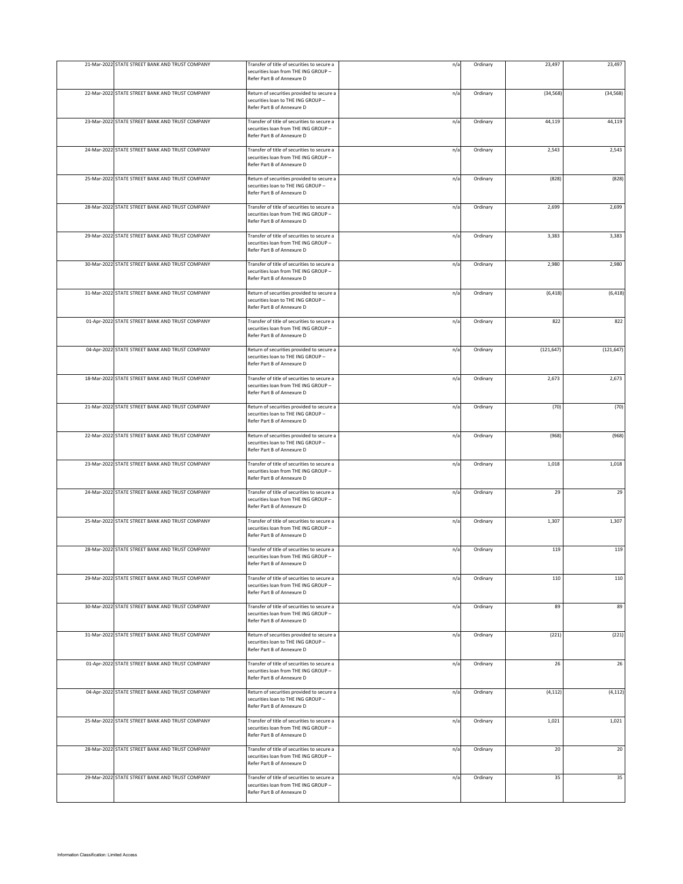| | | | | | | |
|---|---|---|---|---|---|---|
| 21-Mar-2022 | STATE STREET BANK AND TRUST COMPANY | Transfer of title of securities to secure a securities loan from THE ING GROUP – Refer Part B of Annexure D | n/a | Ordinary | 23,497 | 23,497 |
| 22-Mar-2022 | STATE STREET BANK AND TRUST COMPANY | Return of securities provided to secure a securities loan to THE ING GROUP – Refer Part B of Annexure D | n/a | Ordinary | (34,568) | (34,568) |
| 23-Mar-2022 | STATE STREET BANK AND TRUST COMPANY | Transfer of title of securities to secure a securities loan from THE ING GROUP – Refer Part B of Annexure D | n/a | Ordinary | 44,119 | 44,119 |
| 24-Mar-2022 | STATE STREET BANK AND TRUST COMPANY | Transfer of title of securities to secure a securities loan from THE ING GROUP – Refer Part B of Annexure D | n/a | Ordinary | 2,543 | 2,543 |
| 25-Mar-2022 | STATE STREET BANK AND TRUST COMPANY | Return of securities provided to secure a securities loan to THE ING GROUP – Refer Part B of Annexure D | n/a | Ordinary | (828) | (828) |
| 28-Mar-2022 | STATE STREET BANK AND TRUST COMPANY | Transfer of title of securities to secure a securities loan from THE ING GROUP – Refer Part B of Annexure D | n/a | Ordinary | 2,699 | 2,699 |
| 29-Mar-2022 | STATE STREET BANK AND TRUST COMPANY | Transfer of title of securities to secure a securities loan from THE ING GROUP – Refer Part B of Annexure D | n/a | Ordinary | 3,383 | 3,383 |
| 30-Mar-2022 | STATE STREET BANK AND TRUST COMPANY | Transfer of title of securities to secure a securities loan from THE ING GROUP – Refer Part B of Annexure D | n/a | Ordinary | 2,980 | 2,980 |
| 31-Mar-2022 | STATE STREET BANK AND TRUST COMPANY | Return of securities provided to secure a securities loan to THE ING GROUP – Refer Part B of Annexure D | n/a | Ordinary | (6,418) | (6,418) |
| 01-Apr-2022 | STATE STREET BANK AND TRUST COMPANY | Transfer of title of securities to secure a securities loan from THE ING GROUP – Refer Part B of Annexure D | n/a | Ordinary | 822 | 822 |
| 04-Apr-2022 | STATE STREET BANK AND TRUST COMPANY | Return of securities provided to secure a securities loan to THE ING GROUP – Refer Part B of Annexure D | n/a | Ordinary | (121,647) | (121,647) |
| 18-Mar-2022 | STATE STREET BANK AND TRUST COMPANY | Transfer of title of securities to secure a securities loan from THE ING GROUP – Refer Part B of Annexure D | n/a | Ordinary | 2,673 | 2,673 |
| 21-Mar-2022 | STATE STREET BANK AND TRUST COMPANY | Return of securities provided to secure a securities loan to THE ING GROUP – Refer Part B of Annexure D | n/a | Ordinary | (70) | (70) |
| 22-Mar-2022 | STATE STREET BANK AND TRUST COMPANY | Return of securities provided to secure a securities loan to THE ING GROUP – Refer Part B of Annexure D | n/a | Ordinary | (968) | (968) |
| 23-Mar-2022 | STATE STREET BANK AND TRUST COMPANY | Transfer of title of securities to secure a securities loan from THE ING GROUP – Refer Part B of Annexure D | n/a | Ordinary | 1,018 | 1,018 |
| 24-Mar-2022 | STATE STREET BANK AND TRUST COMPANY | Transfer of title of securities to secure a securities loan from THE ING GROUP – Refer Part B of Annexure D | n/a | Ordinary | 29 | 29 |
| 25-Mar-2022 | STATE STREET BANK AND TRUST COMPANY | Transfer of title of securities to secure a securities loan from THE ING GROUP – Refer Part B of Annexure D | n/a | Ordinary | 1,307 | 1,307 |
| 28-Mar-2022 | STATE STREET BANK AND TRUST COMPANY | Transfer of title of securities to secure a securities loan from THE ING GROUP – Refer Part B of Annexure D | n/a | Ordinary | 119 | 119 |
| 29-Mar-2022 | STATE STREET BANK AND TRUST COMPANY | Transfer of title of securities to secure a securities loan from THE ING GROUP – Refer Part B of Annexure D | n/a | Ordinary | 110 | 110 |
| 30-Mar-2022 | STATE STREET BANK AND TRUST COMPANY | Transfer of title of securities to secure a securities loan from THE ING GROUP – Refer Part B of Annexure D | n/a | Ordinary | 89 | 89 |
| 31-Mar-2022 | STATE STREET BANK AND TRUST COMPANY | Return of securities provided to secure a securities loan to THE ING GROUP – Refer Part B of Annexure D | n/a | Ordinary | (221) | (221) |
| 01-Apr-2022 | STATE STREET BANK AND TRUST COMPANY | Transfer of title of securities to secure a securities loan from THE ING GROUP – Refer Part B of Annexure D | n/a | Ordinary | 26 | 26 |
| 04-Apr-2022 | STATE STREET BANK AND TRUST COMPANY | Return of securities provided to secure a securities loan to THE ING GROUP – Refer Part B of Annexure D | n/a | Ordinary | (4,112) | (4,112) |
| 25-Mar-2022 | STATE STREET BANK AND TRUST COMPANY | Transfer of title of securities to secure a securities loan from THE ING GROUP – Refer Part B of Annexure D | n/a | Ordinary | 1,021 | 1,021 |
| 28-Mar-2022 | STATE STREET BANK AND TRUST COMPANY | Transfer of title of securities to secure a securities loan from THE ING GROUP – Refer Part B of Annexure D | n/a | Ordinary | 20 | 20 |
| 29-Mar-2022 | STATE STREET BANK AND TRUST COMPANY | Transfer of title of securities to secure a securities loan from THE ING GROUP – Refer Part B of Annexure D | n/a | Ordinary | 35 | 35 |

Information Classification: Limited Access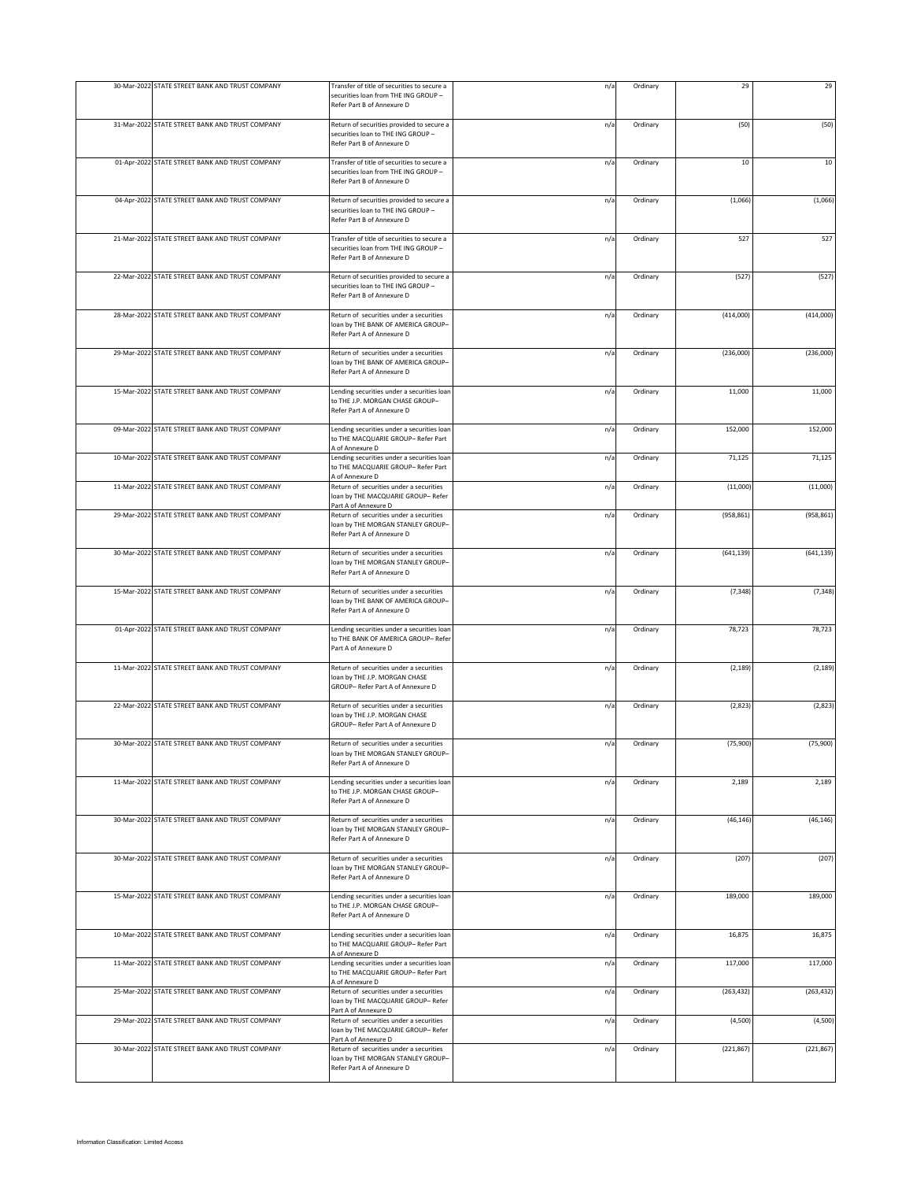| | | | | | | |
|---|---|---|---|---|---|---|
| 30-Mar-2022 | STATE STREET BANK AND TRUST COMPANY | Transfer of title of securities to secure a securities loan from THE ING GROUP – Refer Part B of Annexure D | n/a | Ordinary | 29 | 29 |
| 31-Mar-2022 | STATE STREET BANK AND TRUST COMPANY | Return of securities provided to secure a securities loan to THE ING GROUP – Refer Part B of Annexure D | n/a | Ordinary | (50) | (50) |
| 01-Apr-2022 | STATE STREET BANK AND TRUST COMPANY | Transfer of title of securities to secure a securities loan from THE ING GROUP – Refer Part B of Annexure D | n/a | Ordinary | 10 | 10 |
| 04-Apr-2022 | STATE STREET BANK AND TRUST COMPANY | Return of securities provided to secure a securities loan to THE ING GROUP – Refer Part B of Annexure D | n/a | Ordinary | (1,066) | (1,066) |
| 21-Mar-2022 | STATE STREET BANK AND TRUST COMPANY | Transfer of title of securities to secure a securities loan from THE ING GROUP – Refer Part B of Annexure D | n/a | Ordinary | 527 | 527 |
| 22-Mar-2022 | STATE STREET BANK AND TRUST COMPANY | Return of securities provided to secure a securities loan to THE ING GROUP – Refer Part B of Annexure D | n/a | Ordinary | (527) | (527) |
| 28-Mar-2022 | STATE STREET BANK AND TRUST COMPANY | Return of securities under a securities loan by THE BANK OF AMERICA GROUP– Refer Part A of Annexure D | n/a | Ordinary | (414,000) | (414,000) |
| 29-Mar-2022 | STATE STREET BANK AND TRUST COMPANY | Return of securities under a securities loan by THE BANK OF AMERICA GROUP– Refer Part A of Annexure D | n/a | Ordinary | (236,000) | (236,000) |
| 15-Mar-2022 | STATE STREET BANK AND TRUST COMPANY | Lending securities under a securities loan to THE J.P. MORGAN CHASE GROUP– Refer Part A of Annexure D | n/a | Ordinary | 11,000 | 11,000 |
| 09-Mar-2022 | STATE STREET BANK AND TRUST COMPANY | Lending securities under a securities loan to THE MACQUARIE GROUP– Refer Part A of Annexure D | n/a | Ordinary | 152,000 | 152,000 |
| 10-Mar-2022 | STATE STREET BANK AND TRUST COMPANY | Lending securities under a securities loan to THE MACQUARIE GROUP– Refer Part A of Annexure D | n/a | Ordinary | 71,125 | 71,125 |
| 11-Mar-2022 | STATE STREET BANK AND TRUST COMPANY | Return of securities under a securities loan by THE MACQUARIE GROUP– Refer Part A of Annexure D | n/a | Ordinary | (11,000) | (11,000) |
| 29-Mar-2022 | STATE STREET BANK AND TRUST COMPANY | Return of securities under a securities loan by THE MORGAN STANLEY GROUP– Refer Part A of Annexure D | n/a | Ordinary | (958,861) | (958,861) |
| 30-Mar-2022 | STATE STREET BANK AND TRUST COMPANY | Return of securities under a securities loan by THE MORGAN STANLEY GROUP– Refer Part A of Annexure D | n/a | Ordinary | (641,139) | (641,139) |
| 15-Mar-2022 | STATE STREET BANK AND TRUST COMPANY | Return of securities under a securities loan by THE BANK OF AMERICA GROUP– Refer Part A of Annexure D | n/a | Ordinary | (7,348) | (7,348) |
| 01-Apr-2022 | STATE STREET BANK AND TRUST COMPANY | Lending securities under a securities loan to THE BANK OF AMERICA GROUP– Refer Part A of Annexure D | n/a | Ordinary | 78,723 | 78,723 |
| 11-Mar-2022 | STATE STREET BANK AND TRUST COMPANY | Return of securities under a securities loan by THE J.P. MORGAN CHASE GROUP– Refer Part A of Annexure D | n/a | Ordinary | (2,189) | (2,189) |
| 22-Mar-2022 | STATE STREET BANK AND TRUST COMPANY | Return of securities under a securities loan by THE J.P. MORGAN CHASE GROUP– Refer Part A of Annexure D | n/a | Ordinary | (2,823) | (2,823) |
| 30-Mar-2022 | STATE STREET BANK AND TRUST COMPANY | Return of securities under a securities loan by THE MORGAN STANLEY GROUP– Refer Part A of Annexure D | n/a | Ordinary | (75,900) | (75,900) |
| 11-Mar-2022 | STATE STREET BANK AND TRUST COMPANY | Lending securities under a securities loan to THE J.P. MORGAN CHASE GROUP– Refer Part A of Annexure D | n/a | Ordinary | 2,189 | 2,189 |
| 30-Mar-2022 | STATE STREET BANK AND TRUST COMPANY | Return of securities under a securities loan by THE MORGAN STANLEY GROUP– Refer Part A of Annexure D | n/a | Ordinary | (46,146) | (46,146) |
| 30-Mar-2022 | STATE STREET BANK AND TRUST COMPANY | Return of securities under a securities loan by THE MORGAN STANLEY GROUP– Refer Part A of Annexure D | n/a | Ordinary | (207) | (207) |
| 15-Mar-2022 | STATE STREET BANK AND TRUST COMPANY | Lending securities under a securities loan to THE J.P. MORGAN CHASE GROUP– Refer Part A of Annexure D | n/a | Ordinary | 189,000 | 189,000 |
| 10-Mar-2022 | STATE STREET BANK AND TRUST COMPANY | Lending securities under a securities loan to THE MACQUARIE GROUP– Refer Part A of Annexure D | n/a | Ordinary | 16,875 | 16,875 |
| 11-Mar-2022 | STATE STREET BANK AND TRUST COMPANY | Lending securities under a securities loan to THE MACQUARIE GROUP– Refer Part A of Annexure D | n/a | Ordinary | 117,000 | 117,000 |
| 25-Mar-2022 | STATE STREET BANK AND TRUST COMPANY | Return of securities under a securities loan by THE MACQUARIE GROUP– Refer Part A of Annexure D | n/a | Ordinary | (263,432) | (263,432) |
| 29-Mar-2022 | STATE STREET BANK AND TRUST COMPANY | Return of securities under a securities loan by THE MACQUARIE GROUP– Refer Part A of Annexure D | n/a | Ordinary | (4,500) | (4,500) |
| 30-Mar-2022 | STATE STREET BANK AND TRUST COMPANY | Return of securities under a securities loan by THE MORGAN STANLEY GROUP– Refer Part A of Annexure D | n/a | Ordinary | (221,867) | (221,867) |

Information Classification: Limited Access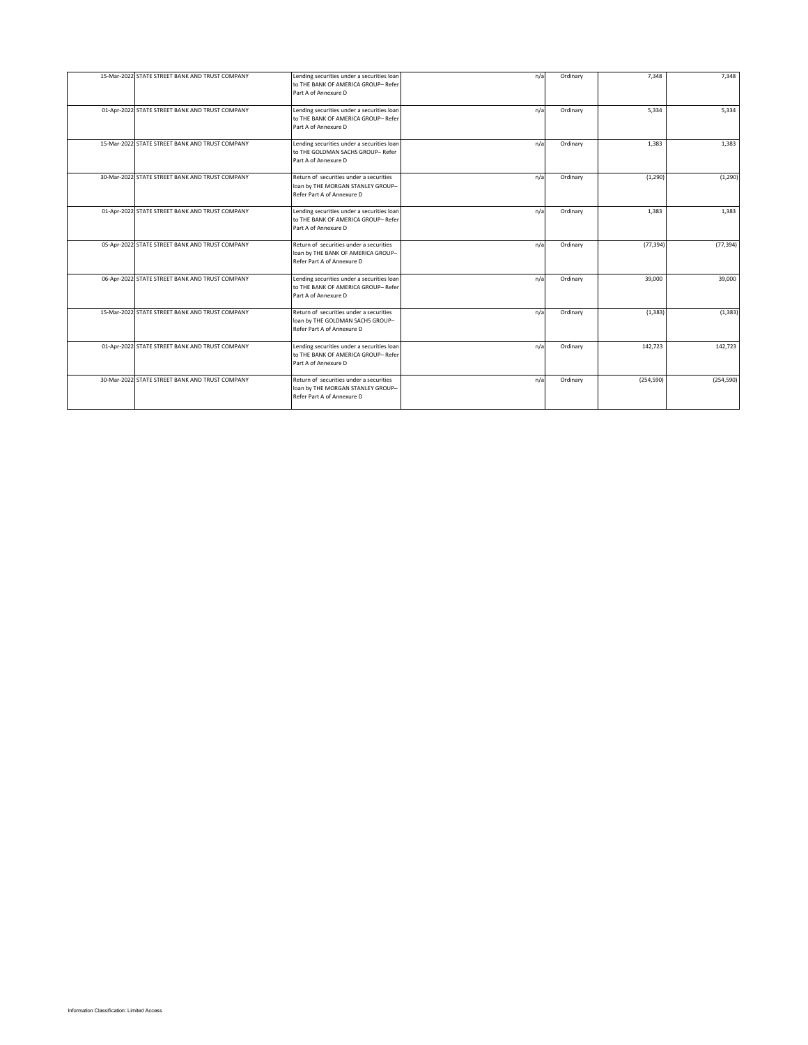| | | | | | | |
|---|---|---|---|---|---|---|
| 15-Mar-2022 | STATE STREET BANK AND TRUST COMPANY | Lending securities under a securities loan to THE BANK OF AMERICA GROUP– Refer Part A of Annexure D | n/a | Ordinary | 7,348 | 7,348 |
| 01-Apr-2022 | STATE STREET BANK AND TRUST COMPANY | Lending securities under a securities loan to THE BANK OF AMERICA GROUP– Refer Part A of Annexure D | n/a | Ordinary | 5,334 | 5,334 |
| 15-Mar-2022 | STATE STREET BANK AND TRUST COMPANY | Lending securities under a securities loan to THE GOLDMAN SACHS GROUP– Refer Part A of Annexure D | n/a | Ordinary | 1,383 | 1,383 |
| 30-Mar-2022 | STATE STREET BANK AND TRUST COMPANY | Return of securities under a securities loan by THE MORGAN STANLEY GROUP– Refer Part A of Annexure D | n/a | Ordinary | (1,290) | (1,290) |
| 01-Apr-2022 | STATE STREET BANK AND TRUST COMPANY | Lending securities under a securities loan to THE BANK OF AMERICA GROUP– Refer Part A of Annexure D | n/a | Ordinary | 1,383 | 1,383 |
| 05-Apr-2022 | STATE STREET BANK AND TRUST COMPANY | Return of securities under a securities loan by THE BANK OF AMERICA GROUP– Refer Part A of Annexure D | n/a | Ordinary | (77,394) | (77,394) |
| 06-Apr-2022 | STATE STREET BANK AND TRUST COMPANY | Lending securities under a securities loan to THE BANK OF AMERICA GROUP– Refer Part A of Annexure D | n/a | Ordinary | 39,000 | 39,000 |
| 15-Mar-2022 | STATE STREET BANK AND TRUST COMPANY | Return of securities under a securities loan by THE GOLDMAN SACHS GROUP– Refer Part A of Annexure D | n/a | Ordinary | (1,383) | (1,383) |
| 01-Apr-2022 | STATE STREET BANK AND TRUST COMPANY | Lending securities under a securities loan to THE BANK OF AMERICA GROUP– Refer Part A of Annexure D | n/a | Ordinary | 142,723 | 142,723 |
| 30-Mar-2022 | STATE STREET BANK AND TRUST COMPANY | Return of securities under a securities loan by THE MORGAN STANLEY GROUP– Refer Part A of Annexure D | n/a | Ordinary | (254,590) | (254,590) |

Information Classification: Limited Access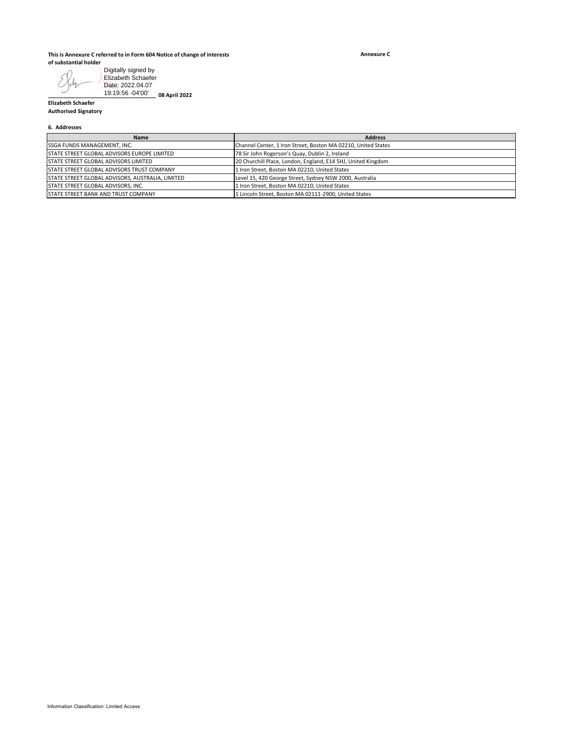**This is Annexure C referred to in Form 604 Notice of change of interests of substantial holder**

**Annexure C**

Digitally signed by Elizabeth Schaefer
Date: 2022.04.07 19:19:56 -04'00'

________________________________ **08 April 2022**

**Elizabeth Schaefer**
**Authorised Signatory**

**6. Addresses**

| Name | Address |
|---|---|
| SSGA FUNDS MANAGEMENT, INC. | Channel Center, 1 Iron Street, Boston MA 02210, United States |
| STATE STREET GLOBAL ADVISORS EUROPE LIMITED | 78 Sir John Rogerson's Quay, Dublin 2, Ireland |
| STATE STREET GLOBAL ADVISORS LIMITED | 20 Churchill Place, London, England, E14 5HJ, United Kingdom |
| STATE STREET GLOBAL ADVISORS TRUST COMPANY | 1 Iron Street, Boston MA 02210, United States |
| STATE STREET GLOBAL ADVISORS, AUSTRALIA, LIMITED | Level 15, 420 George Street, Sydney NSW 2000, Australia |
| STATE STREET GLOBAL ADVISORS, INC. | 1 Iron Street, Boston MA 02210, United States |
| STATE STREET BANK AND TRUST COMPANY | 1 Lincoln Street, Boston MA 02111-2900, United States |

Information Classification: Limited Access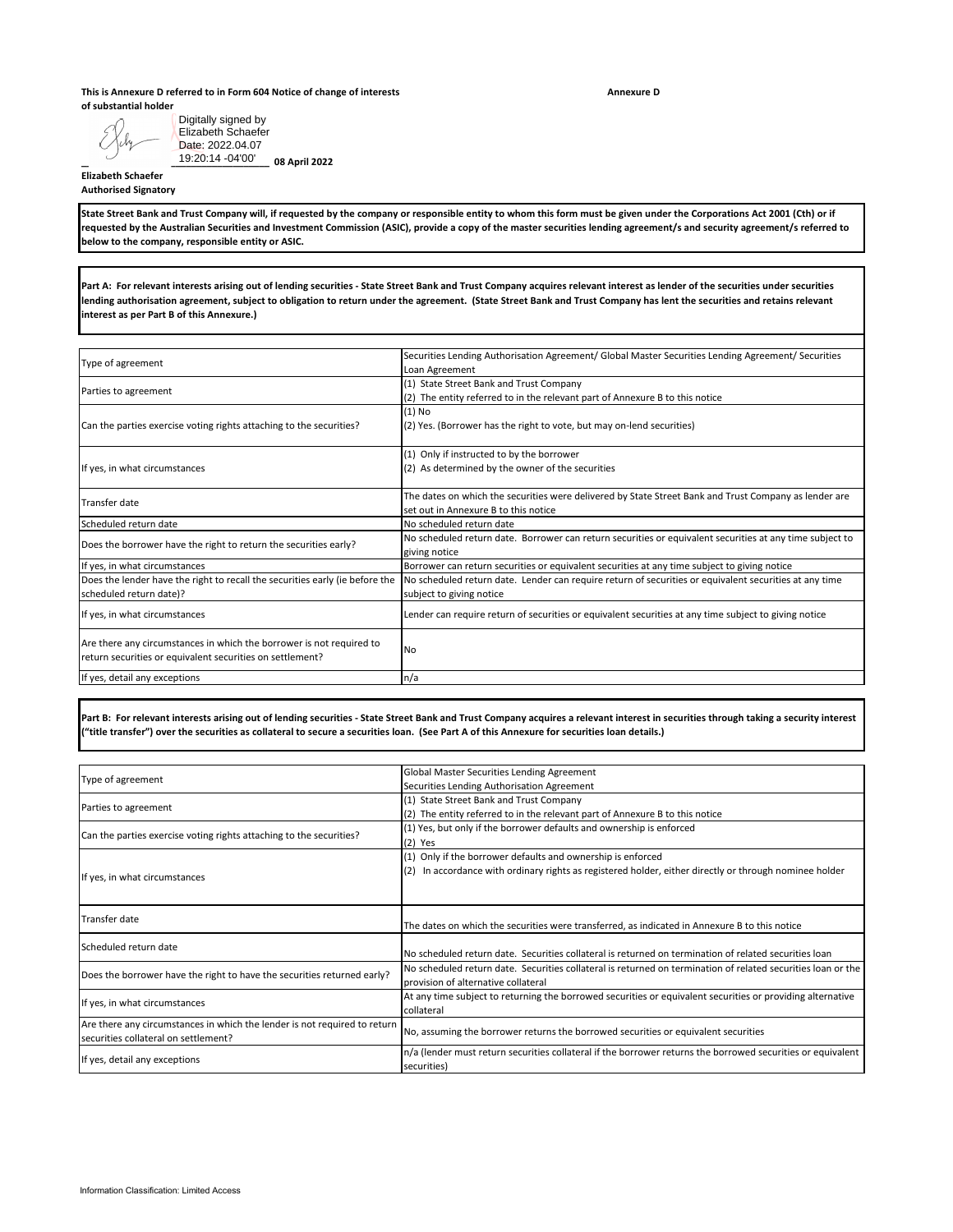**This is Annexure D referred to in Form 604 Notice of change of interests of substantial holder**

**Annexure D**

Digitally signed by Elizabeth Schaefer
Date: 2022.04.07 19:20:14 -04'00'

**08 April 2022**

**Elizabeth Schaefer**
**Authorised Signatory**

**State Street Bank and Trust Company will, if requested by the company or responsible entity to whom this form must be given under the Corporations Act 2001 (Cth) or if requested by the Australian Securities and Investment Commission (ASIC), provide a copy of the master securities lending agreement/s and security agreement/s referred to below to the company, responsible entity or ASIC.**

**Part A: For relevant interests arising out of lending securities - State Street Bank and Trust Company acquires relevant interest as lender of the securities under securities lending authorisation agreement, subject to obligation to return under the agreement. (State Street Bank and Trust Company has lent the securities and retains relevant interest as per Part B of this Annexure.)**

| | |
|---|---|
| Type of agreement | Securities Lending Authorisation Agreement/ Global Master Securities Lending Agreement/ Securities Loan Agreement |
| Parties to agreement | (1) State Street Bank and Trust Company<br>(2) The entity referred to in the relevant part of Annexure B to this notice |
| Can the parties exercise voting rights attaching to the securities? | (1) No<br>(2) Yes. (Borrower has the right to vote, but may on-lend securities) |
| If yes, in what circumstances | (1) Only if instructed to by the borrower<br>(2) As determined by the owner of the securities |
| Transfer date | The dates on which the securities were delivered by State Street Bank and Trust Company as lender are set out in Annexure B to this notice |
| Scheduled return date | No scheduled return date |
| Does the borrower have the right to return the securities early? | No scheduled return date. Borrower can return securities or equivalent securities at any time subject to giving notice |
| If yes, in what circumstances | Borrower can return securities or equivalent securities at any time subject to giving notice |
| Does the lender have the right to recall the securities early (ie before the scheduled return date)? | No scheduled return date. Lender can require return of securities or equivalent securities at any time subject to giving notice |
| If yes, in what circumstances | Lender can require return of securities or equivalent securities at any time subject to giving notice |
| Are there any circumstances in which the borrower is not required to return securities or equivalent securities on settlement? | No |
| If yes, detail any exceptions | n/a |

**Part B: For relevant interests arising out of lending securities - State Street Bank and Trust Company acquires a relevant interest in securities through taking a security interest ("title transfer") over the securities as collateral to secure a securities loan. (See Part A of this Annexure for securities loan details.)**

| | |
|---|---|
| Type of agreement | Global Master Securities Lending Agreement<br>Securities Lending Authorisation Agreement |
| Parties to agreement | (1) State Street Bank and Trust Company<br>(2) The entity referred to in the relevant part of Annexure B to this notice |
| Can the parties exercise voting rights attaching to the securities? | (1) Yes, but only if the borrower defaults and ownership is enforced<br>(2) Yes |
| If yes, in what circumstances | (1) Only if the borrower defaults and ownership is enforced<br>(2) In accordance with ordinary rights as registered holder, either directly or through nominee holder |
| Transfer date | The dates on which the securities were transferred, as indicated in Annexure B to this notice |
| Scheduled return date | No scheduled return date. Securities collateral is returned on termination of related securities loan |
| Does the borrower have the right to have the securities returned early? | No scheduled return date. Securities collateral is returned on termination of related securities loan or the provision of alternative collateral |
| If yes, in what circumstances | At any time subject to returning the borrowed securities or equivalent securities or providing alternative collateral |
| Are there any circumstances in which the lender is not required to return securities collateral on settlement? | No, assuming the borrower returns the borrowed securities or equivalent securities |
| If yes, detail any exceptions | n/a (lender must return securities collateral if the borrower returns the borrowed securities or equivalent securities) |

Information Classification: Limited Access